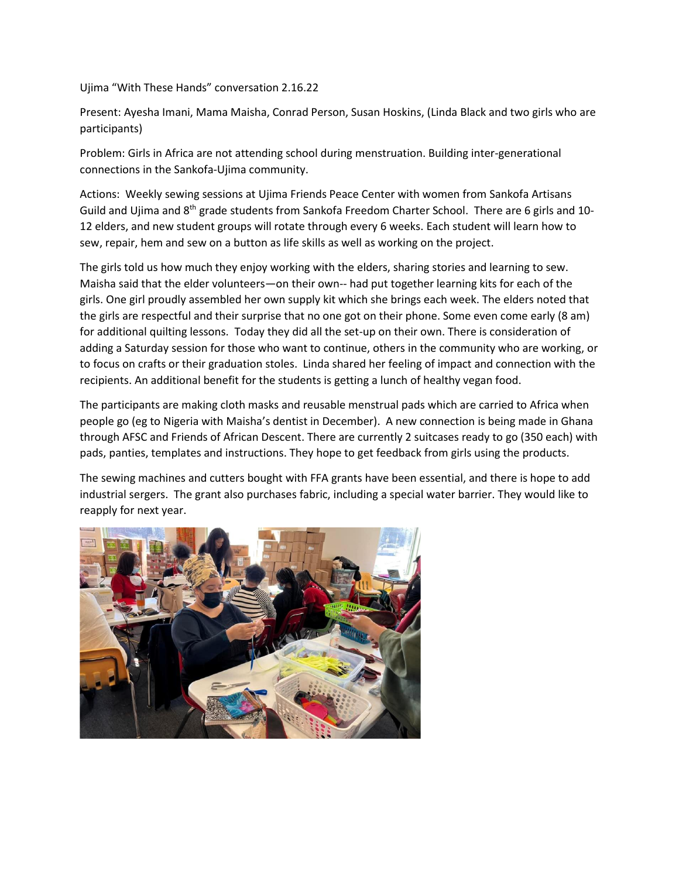Ujima "With These Hands" conversation 2.16.22

Present: Ayesha Imani, Mama Maisha, Conrad Person, Susan Hoskins, (Linda Black and two girls who are participants)

Problem: Girls in Africa are not attending school during menstruation. Building inter-generational connections in the Sankofa-Ujima community.

Actions: Weekly sewing sessions at Ujima Friends Peace Center with women from Sankofa Artisans Guild and Ujima and 8th grade students from Sankofa Freedom Charter School. There are 6 girls and 10-12 elders, and new student groups will rotate through every 6 weeks. Each student will learn how to sew, repair, hem and sew on a button as life skills as well as working on the project.

The girls told us how much they enjoy working with the elders, sharing stories and learning to sew. Maisha said that the elder volunteers—on their own-- had put together learning kits for each of the girls. One girl proudly assembled her own supply kit which she brings each week. The elders noted that the girls are respectful and their surprise that no one got on their phone. Some even come early (8 am) for additional quilting lessons. Today they did all the set-up on their own. There is consideration of adding a Saturday session for those who want to continue, others in the community who are working, or to focus on crafts or their graduation stoles. Linda shared her feeling of impact and connection with the recipients. An additional benefit for the students is getting a lunch of healthy vegan food.

The participants are making cloth masks and reusable menstrual pads which are carried to Africa when people go (eg to Nigeria with Maisha's dentist in December). A new connection is being made in Ghana through AFSC and Friends of African Descent. There are currently 2 suitcases ready to go (350 each) with pads, panties, templates and instructions. They hope to get feedback from girls using the products.

The sewing machines and cutters bought with FFA grants have been essential, and there is hope to add industrial sergers. The grant also purchases fabric, including a special water barrier. They would like to reapply for next year.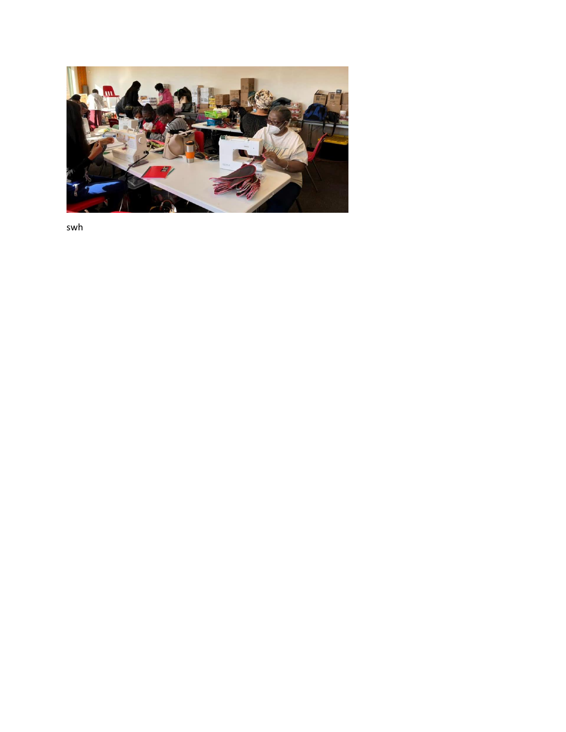swh